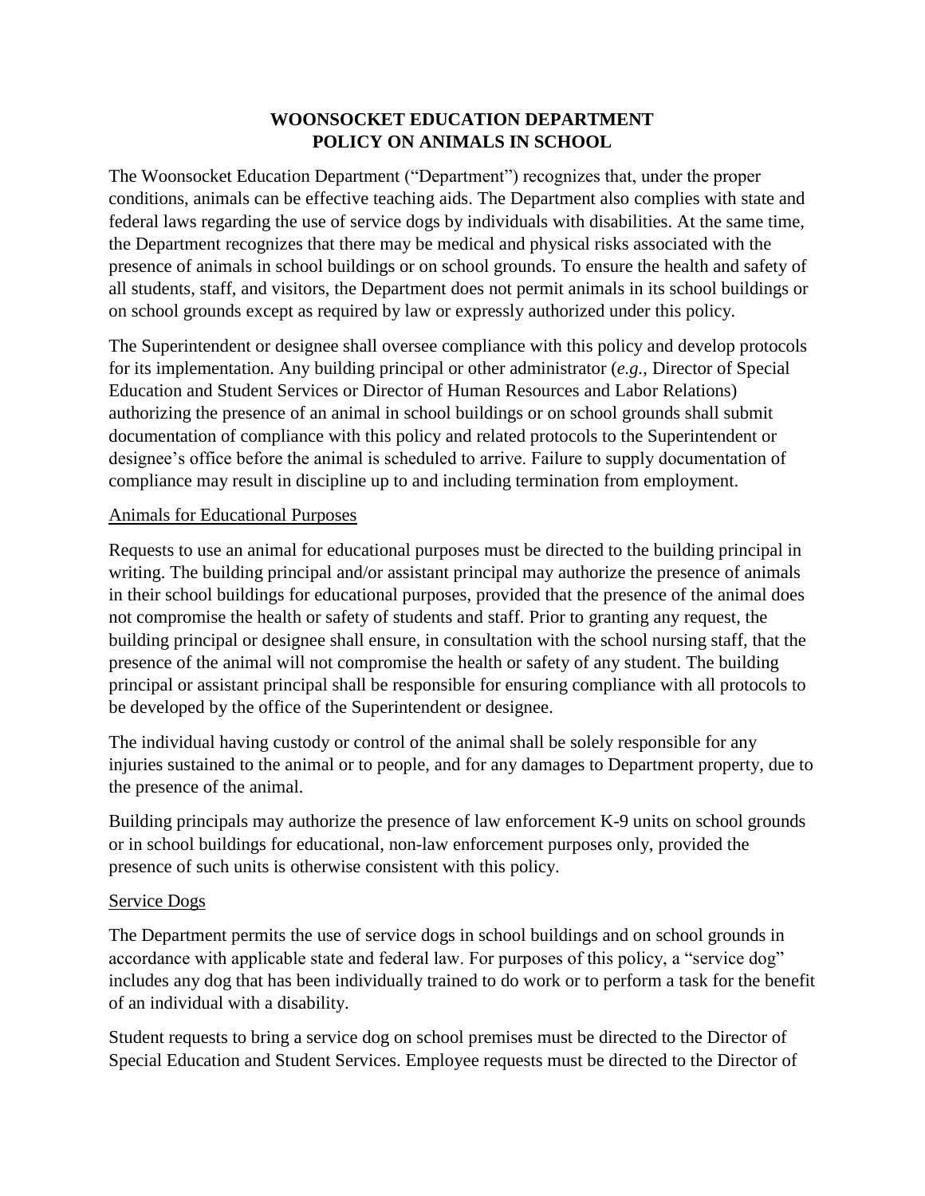# WOONSOCKET EDUCATION DEPARTMENT
# POLICY ON ANIMALS IN SCHOOL

The Woonsocket Education Department ("Department") recognizes that, under the proper conditions, animals can be effective teaching aids. The Department also complies with state and federal laws regarding the use of service dogs by individuals with disabilities. At the same time, the Department recognizes that there may be medical and physical risks associated with the presence of animals in school buildings or on school grounds. To ensure the health and safety of all students, staff, and visitors, the Department does not permit animals in its school buildings or on school grounds except as required by law or expressly authorized under this policy.

The Superintendent or designee shall oversee compliance with this policy and develop protocols for its implementation. Any building principal or other administrator (*e.g.*, Director of Special Education and Student Services or Director of Human Resources and Labor Relations) authorizing the presence of an animal in school buildings or on school grounds shall submit documentation of compliance with this policy and related protocols to the Superintendent or designee's office before the animal is scheduled to arrive. Failure to supply documentation of compliance may result in discipline up to and including termination from employment.

## Animals for Educational Purposes

Requests to use an animal for educational purposes must be directed to the building principal in writing. The building principal and/or assistant principal may authorize the presence of animals in their school buildings for educational purposes, provided that the presence of the animal does not compromise the health or safety of students and staff. Prior to granting any request, the building principal or designee shall ensure, in consultation with the school nursing staff, that the presence of the animal will not compromise the health or safety of any student. The building principal or assistant principal shall be responsible for ensuring compliance with all protocols to be developed by the office of the Superintendent or designee.

The individual having custody or control of the animal shall be solely responsible for any injuries sustained to the animal or to people, and for any damages to Department property, due to the presence of the animal.

Building principals may authorize the presence of law enforcement K-9 units on school grounds or in school buildings for educational, non-law enforcement purposes only, provided the presence of such units is otherwise consistent with this policy.

## Service Dogs

The Department permits the use of service dogs in school buildings and on school grounds in accordance with applicable state and federal law. For purposes of this policy, a "service dog" includes any dog that has been individually trained to do work or to perform a task for the benefit of an individual with a disability.

Student requests to bring a service dog on school premises must be directed to the Director of Special Education and Student Services. Employee requests must be directed to the Director of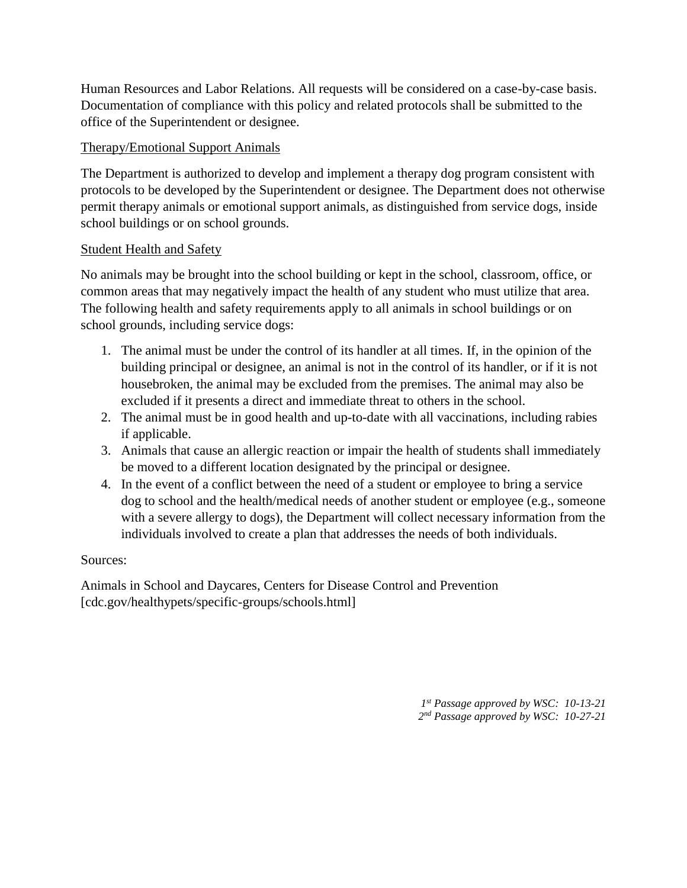Human Resources and Labor Relations. All requests will be considered on a case-by-case basis. Documentation of compliance with this policy and related protocols shall be submitted to the office of the Superintendent or designee.

## Therapy/Emotional Support Animals

The Department is authorized to develop and implement a therapy dog program consistent with protocols to be developed by the Superintendent or designee. The Department does not otherwise permit therapy animals or emotional support animals, as distinguished from service dogs, inside school buildings or on school grounds.

## Student Health and Safety

No animals may be brought into the school building or kept in the school, classroom, office, or common areas that may negatively impact the health of any student who must utilize that area. The following health and safety requirements apply to all animals in school buildings or on school grounds, including service dogs:

1. The animal must be under the control of its handler at all times. If, in the opinion of the building principal or designee, an animal is not in the control of its handler, or if it is not housebroken, the animal may be excluded from the premises. The animal may also be excluded if it presents a direct and immediate threat to others in the school.
2. The animal must be in good health and up-to-date with all vaccinations, including rabies if applicable.
3. Animals that cause an allergic reaction or impair the health of students shall immediately be moved to a different location designated by the principal or designee.
4. In the event of a conflict between the need of a student or employee to bring a service dog to school and the health/medical needs of another student or employee (e.g., someone with a severe allergy to dogs), the Department will collect necessary information from the individuals involved to create a plan that addresses the needs of both individuals.

Sources:

Animals in School and Daycares, Centers for Disease Control and Prevention [cdc.gov/healthypets/specific-groups/schools.html]

*1st Passage approved by WSC: 10-13-21*
*2nd Passage approved by WSC: 10-27-21*